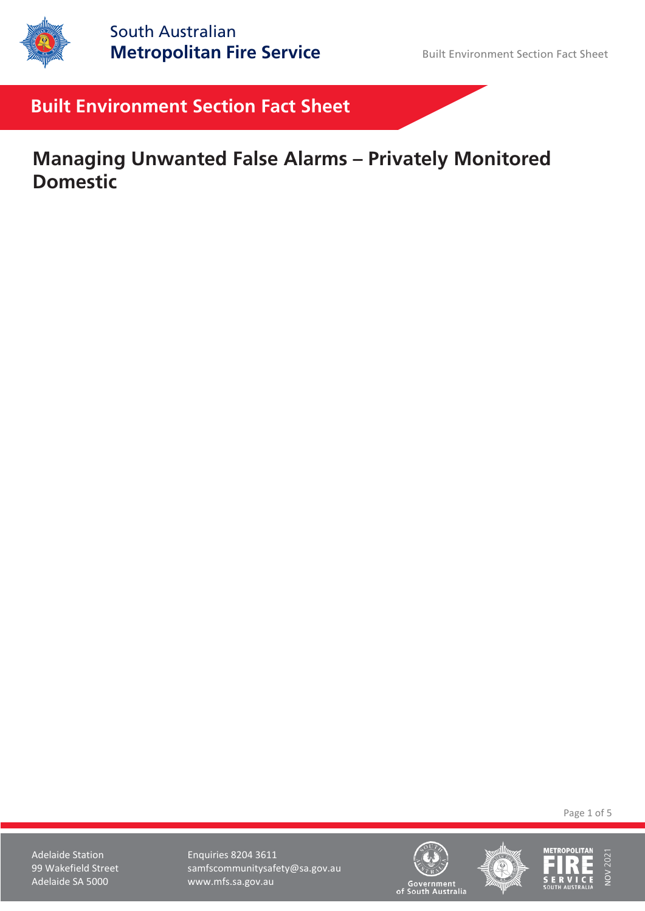South Australian
**Metropolitan Fire Service**

## Built Environment Section Fact Sheet

# Managing Unwanted False Alarms – Privately Monitored Domestic

Adelaide Station
99 Wakefield Street
Adelaide SA 5000

Enquiries 8204 3611
samfscommunitysafety@sa.gov.au
www.mfs.sa.gov.au

NOV 2021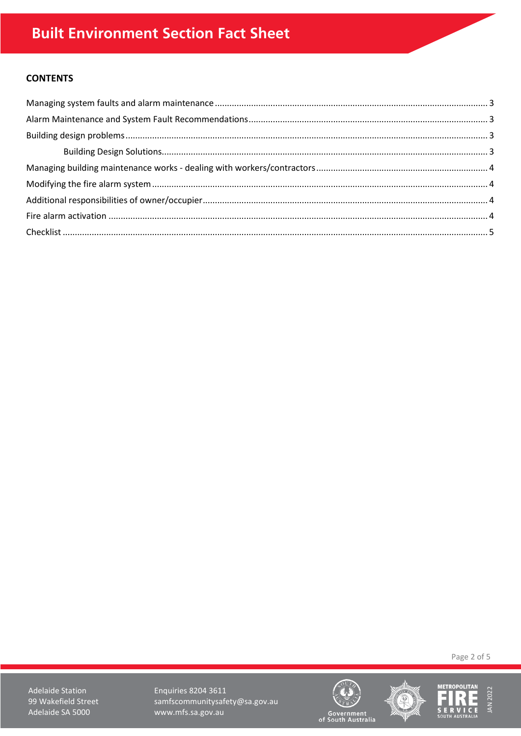## CONTENTS

Managing system faults and alarm maintenance ........ 3

Alarm Maintenance and System Fault Recommendations ........ 3

Building design problems ........ 3

  Building Design Solutions ........ 3

Managing building maintenance works - dealing with workers/contractors ........ 4

Modifying the fire alarm system ........ 4

Additional responsibilities of owner/occupier ........ 4

Fire alarm activation ........ 4

Checklist ........ 5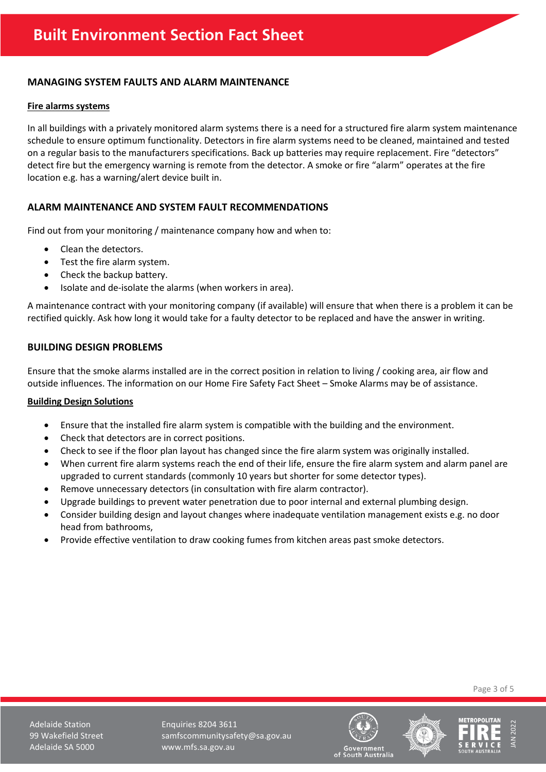## MANAGING SYSTEM FAULTS AND ALARM MAINTENANCE

### Fire alarms systems

In all buildings with a privately monitored alarm systems there is a need for a structured fire alarm system maintenance schedule to ensure optimum functionality. Detectors in fire alarm systems need to be cleaned, maintained and tested on a regular basis to the manufacturers specifications. Back up batteries may require replacement. Fire "detectors" detect fire but the emergency warning is remote from the detector. A smoke or fire "alarm" operates at the fire location e.g. has a warning/alert device built in.

## ALARM MAINTENANCE AND SYSTEM FAULT RECOMMENDATIONS

Find out from your monitoring / maintenance company how and when to:

- Clean the detectors.
- Test the fire alarm system.
- Check the backup battery.
- Isolate and de-isolate the alarms (when workers in area).

A maintenance contract with your monitoring company (if available) will ensure that when there is a problem it can be rectified quickly. Ask how long it would take for a faulty detector to be replaced and have the answer in writing.

## BUILDING DESIGN PROBLEMS

Ensure that the smoke alarms installed are in the correct position in relation to living / cooking area, air flow and outside influences. The information on our Home Fire Safety Fact Sheet – Smoke Alarms may be of assistance.

### Building Design Solutions

- Ensure that the installed fire alarm system is compatible with the building and the environment.
- Check that detectors are in correct positions.
- Check to see if the floor plan layout has changed since the fire alarm system was originally installed.
- When current fire alarm systems reach the end of their life, ensure the fire alarm system and alarm panel are upgraded to current standards (commonly 10 years but shorter for some detector types).
- Remove unnecessary detectors (in consultation with fire alarm contractor).
- Upgrade buildings to prevent water penetration due to poor internal and external plumbing design.
- Consider building design and layout changes where inadequate ventilation management exists e.g. no door head from bathrooms,
- Provide effective ventilation to draw cooking fumes from kitchen areas past smoke detectors.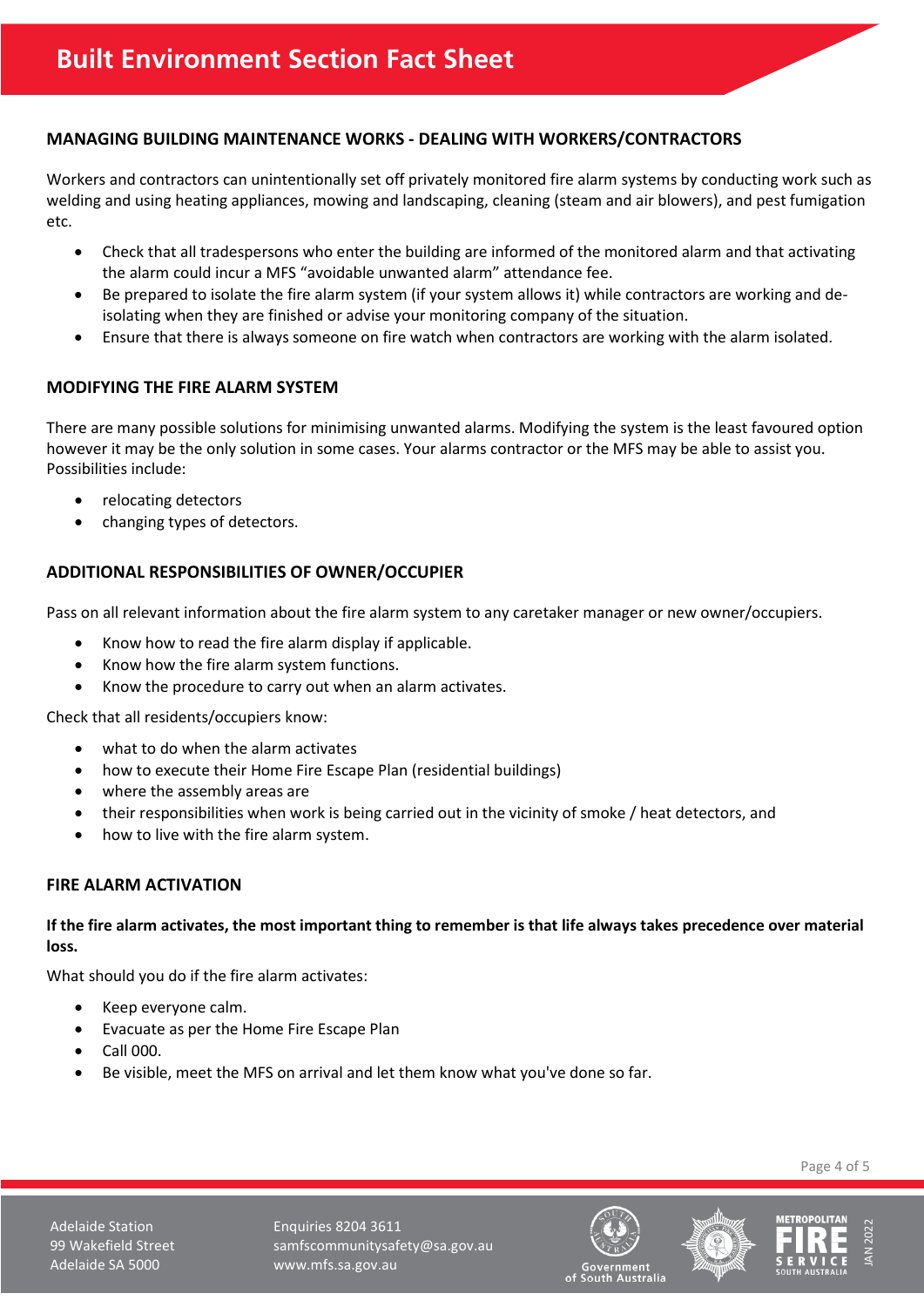# Built Environment Section Fact Sheet

## MANAGING BUILDING MAINTENANCE WORKS - DEALING WITH WORKERS/CONTRACTORS

Workers and contractors can unintentionally set off privately monitored fire alarm systems by conducting work such as welding and using heating appliances, mowing and landscaping, cleaning (steam and air blowers), and pest fumigation etc.

- Check that all tradespersons who enter the building are informed of the monitored alarm and that activating the alarm could incur a MFS "avoidable unwanted alarm" attendance fee.
- Be prepared to isolate the fire alarm system (if your system allows it) while contractors are working and de-isolating when they are finished or advise your monitoring company of the situation.
- Ensure that there is always someone on fire watch when contractors are working with the alarm isolated.

## MODIFYING THE FIRE ALARM SYSTEM

There are many possible solutions for minimising unwanted alarms. Modifying the system is the least favoured option however it may be the only solution in some cases. Your alarms contractor or the MFS may be able to assist you. Possibilities include:

- relocating detectors
- changing types of detectors.

## ADDITIONAL RESPONSIBILITIES OF OWNER/OCCUPIER

Pass on all relevant information about the fire alarm system to any caretaker manager or new owner/occupiers.

- Know how to read the fire alarm display if applicable.
- Know how the fire alarm system functions.
- Know the procedure to carry out when an alarm activates.

Check that all residents/occupiers know:

- what to do when the alarm activates
- how to execute their Home Fire Escape Plan (residential buildings)
- where the assembly areas are
- their responsibilities when work is being carried out in the vicinity of smoke / heat detectors, and
- how to live with the fire alarm system.

## FIRE ALARM ACTIVATION

**If the fire alarm activates, the most important thing to remember is that life always takes precedence over material loss.**

What should you do if the fire alarm activates:

- Keep everyone calm.
- Evacuate as per the Home Fire Escape Plan
- Call 000.
- Be visible, meet the MFS on arrival and let them know what you've done so far.

Adelaide Station
99 Wakefield Street
Adelaide SA 5000

Enquiries 8204 3611
samfscommunitysafety@sa.gov.au
www.mfs.sa.gov.au

JAN 2022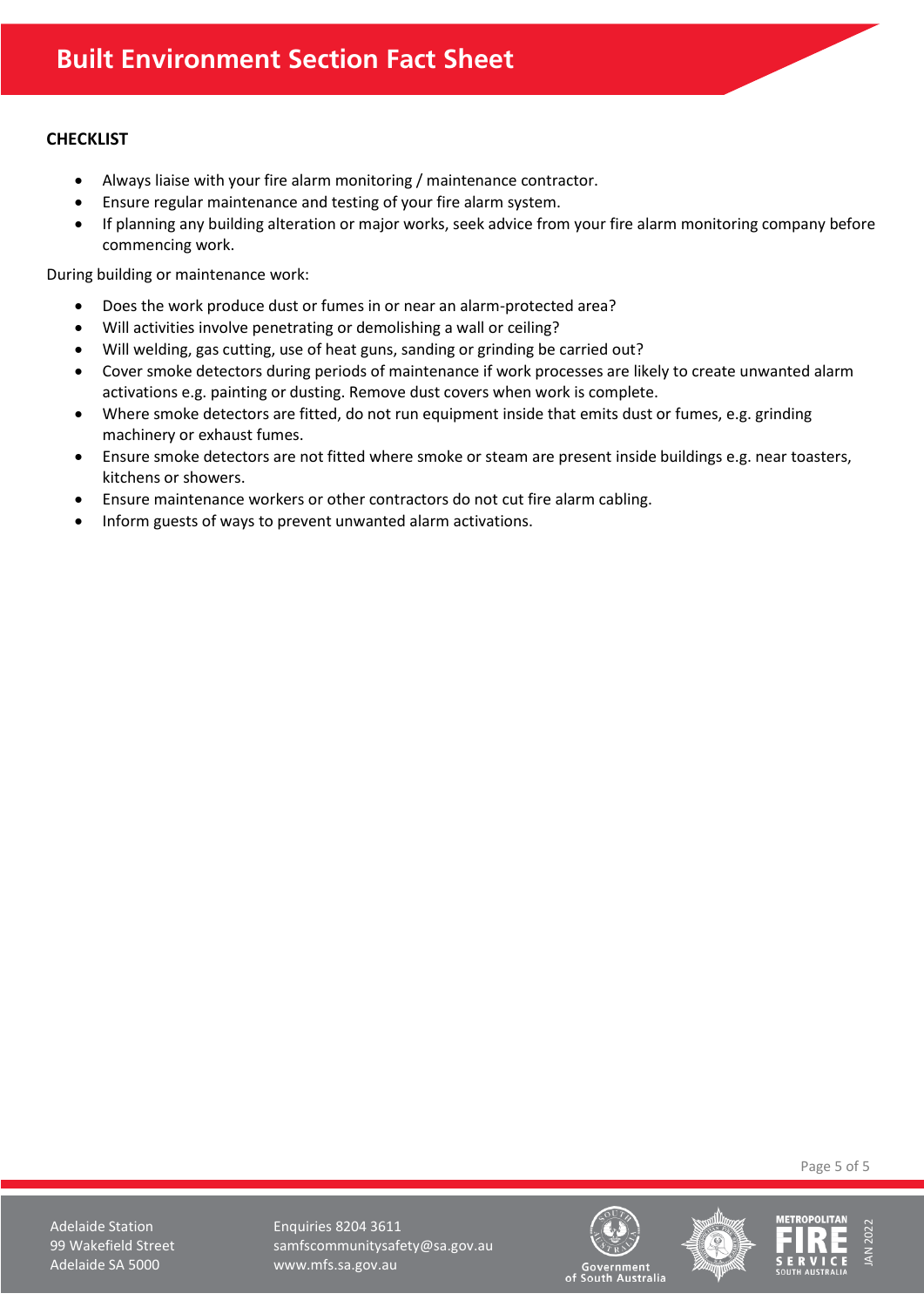**CHECKLIST**

- Always liaise with your fire alarm monitoring / maintenance contractor.
- Ensure regular maintenance and testing of your fire alarm system.
- If planning any building alteration or major works, seek advice from your fire alarm monitoring company before commencing work.

During building or maintenance work:

- Does the work produce dust or fumes in or near an alarm-protected area?
- Will activities involve penetrating or demolishing a wall or ceiling?
- Will welding, gas cutting, use of heat guns, sanding or grinding be carried out?
- Cover smoke detectors during periods of maintenance if work processes are likely to create unwanted alarm activations e.g. painting or dusting. Remove dust covers when work is complete.
- Where smoke detectors are fitted, do not run equipment inside that emits dust or fumes, e.g. grinding machinery or exhaust fumes.
- Ensure smoke detectors are not fitted where smoke or steam are present inside buildings e.g. near toasters, kitchens or showers.
- Ensure maintenance workers or other contractors do not cut fire alarm cabling.
- Inform guests of ways to prevent unwanted alarm activations.